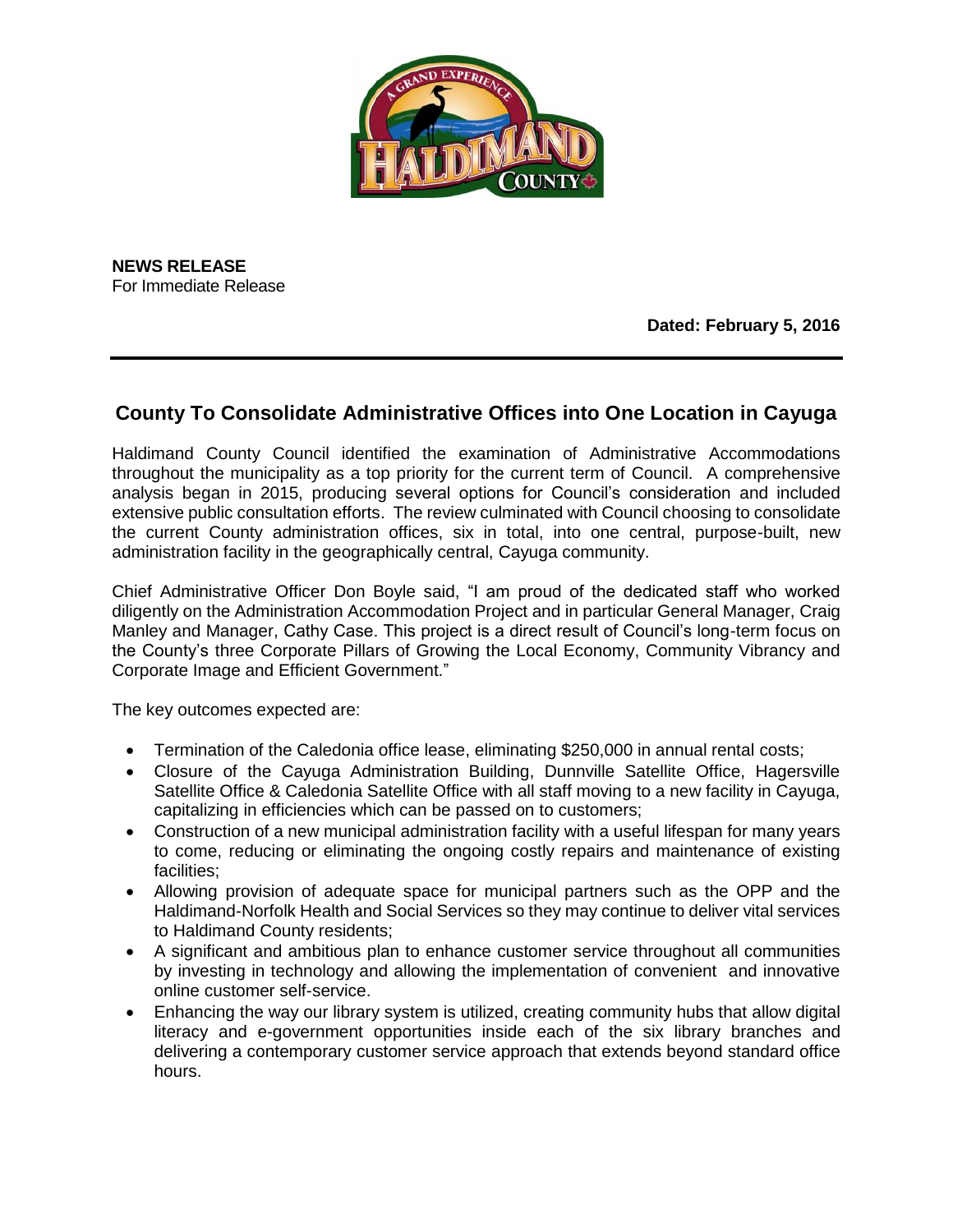**NEWS RELEASE**
For Immediate Release

**Dated: February 5, 2016**

---

## County To Consolidate Administrative Offices into One Location in Cayuga

Haldimand County Council identified the examination of Administrative Accommodations throughout the municipality as a top priority for the current term of Council. A comprehensive analysis began in 2015, producing several options for Council's consideration and included extensive public consultation efforts. The review culminated with Council choosing to consolidate the current County administration offices, six in total, into one central, purpose-built, new administration facility in the geographically central, Cayuga community.

Chief Administrative Officer Don Boyle said, "I am proud of the dedicated staff who worked diligently on the Administration Accommodation Project and in particular General Manager, Craig Manley and Manager, Cathy Case. This project is a direct result of Council's long-term focus on the County's three Corporate Pillars of Growing the Local Economy, Community Vibrancy and Corporate Image and Efficient Government."

The key outcomes expected are:

- Termination of the Caledonia office lease, eliminating $250,000 in annual rental costs;
- Closure of the Cayuga Administration Building, Dunnville Satellite Office, Hagersville Satellite Office & Caledonia Satellite Office with all staff moving to a new facility in Cayuga, capitalizing in efficiencies which can be passed on to customers;
- Construction of a new municipal administration facility with a useful lifespan for many years to come, reducing or eliminating the ongoing costly repairs and maintenance of existing facilities;
- Allowing provision of adequate space for municipal partners such as the OPP and the Haldimand-Norfolk Health and Social Services so they may continue to deliver vital services to Haldimand County residents;
- A significant and ambitious plan to enhance customer service throughout all communities by investing in technology and allowing the implementation of convenient and innovative online customer self-service.
- Enhancing the way our library system is utilized, creating community hubs that allow digital literacy and e-government opportunities inside each of the six library branches and delivering a contemporary customer service approach that extends beyond standard office hours.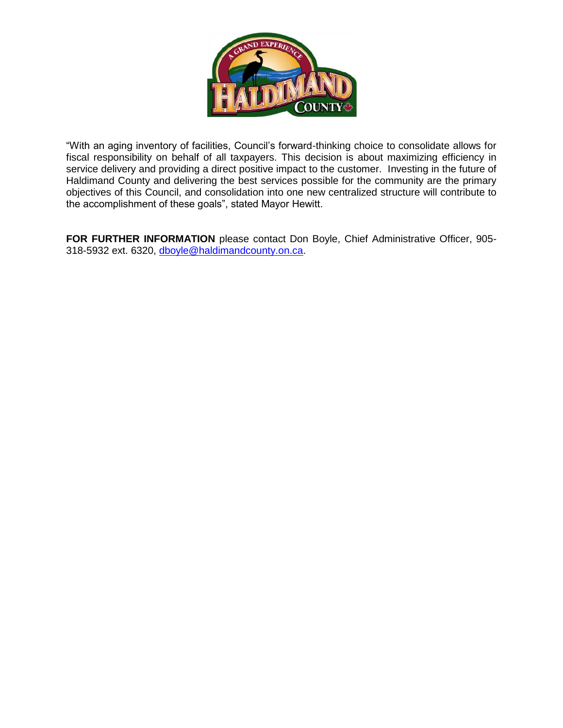"With an aging inventory of facilities, Council's forward-thinking choice to consolidate allows for fiscal responsibility on behalf of all taxpayers. This decision is about maximizing efficiency in service delivery and providing a direct positive impact to the customer. Investing in the future of Haldimand County and delivering the best services possible for the community are the primary objectives of this Council, and consolidation into one new centralized structure will contribute to the accomplishment of these goals", stated Mayor Hewitt.

**FOR FURTHER INFORMATION** please contact Don Boyle, Chief Administrative Officer, 905-318-5932 ext. 6320, dboyle@haldimandcounty.on.ca.